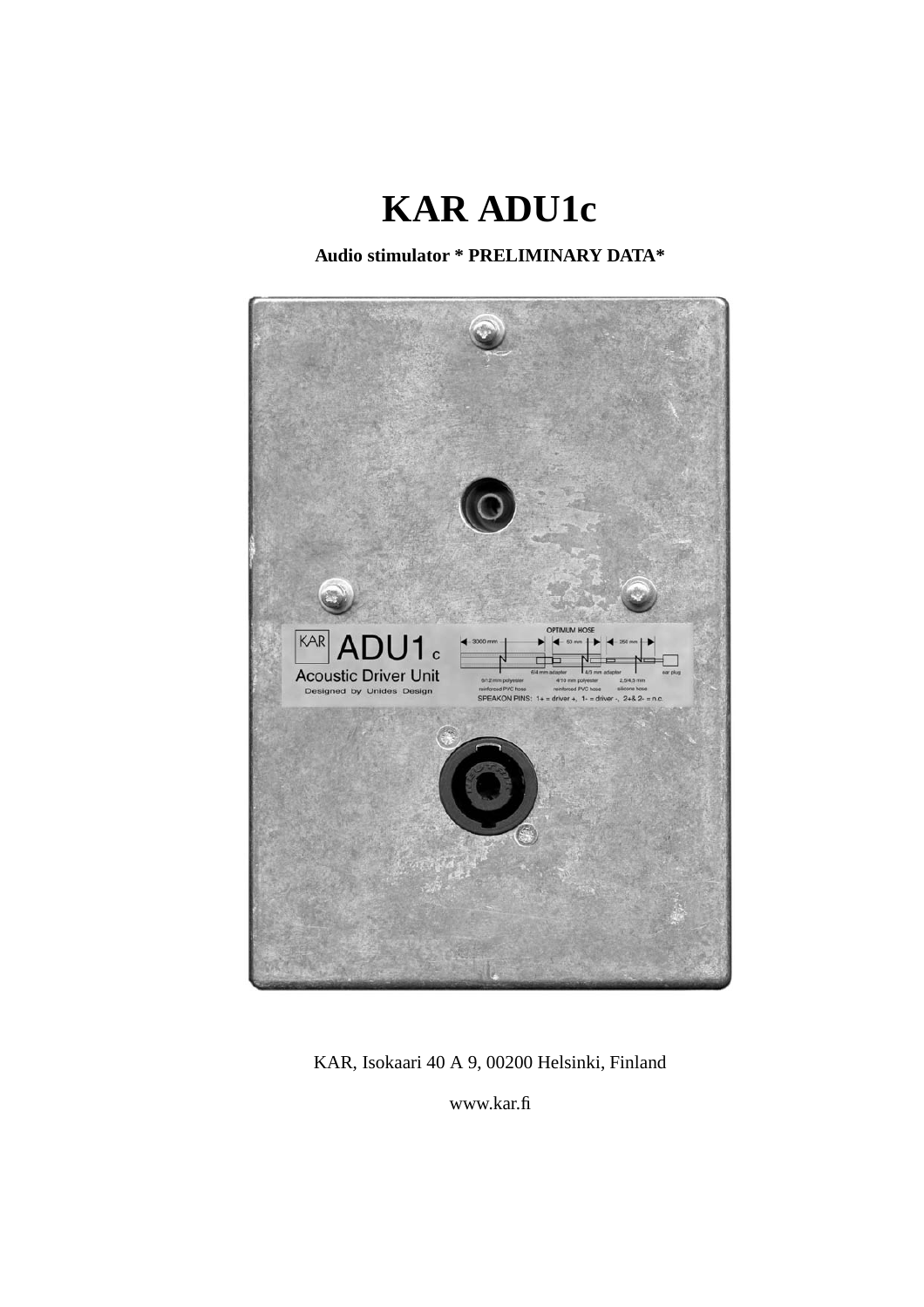# KAR ADU1c

**Audio stimulator * PRELIMINARY DATA***

KAR, Isokaari 40 A 9, 00200 Helsinki, Finland

www.kar.fi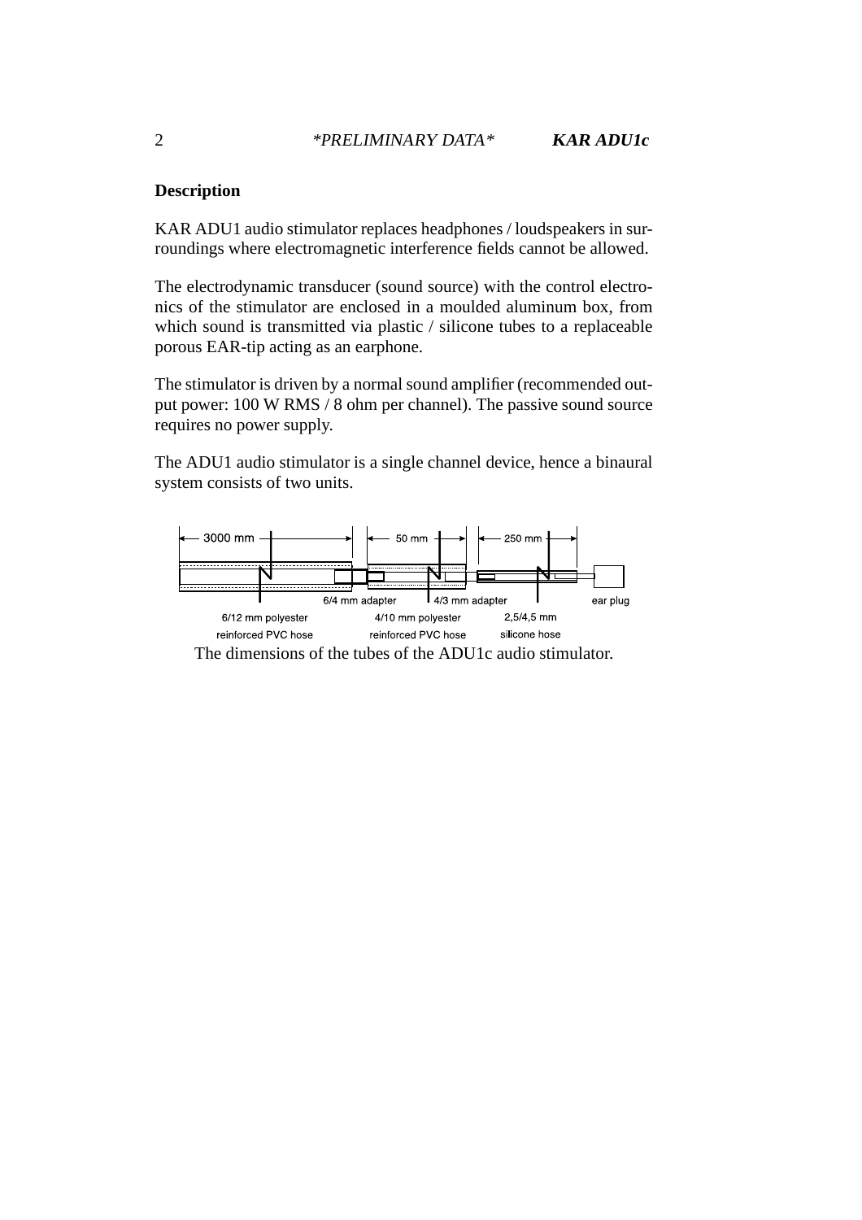## Description

KAR ADU1 audio stimulator replaces headphones / loudspeakers in surroundings where electromagnetic interference fields cannot be allowed.

The electrodynamic transducer (sound source) with the control electronics of the stimulator are enclosed in a moulded aluminum box, from which sound is transmitted via plastic / silicone tubes to a replaceable porous EAR-tip acting as an earphone.

The stimulator is driven by a normal sound amplifier (recommended output power: 100 W RMS / 8 ohm per channel). The passive sound source requires no power supply.

The ADU1 audio stimulator is a single channel device, hence a binaural system consists of two units.

3000 mm | 50 mm | 250 mm

6/4 mm adapter | 4/3 mm adapter | ear plug

6/12 mm polyester reinforced PVC hose | 4/10 mm polyester reinforced PVC hose | 2,5/4,5 mm silicone hose

The dimensions of the tubes of the ADU1c audio stimulator.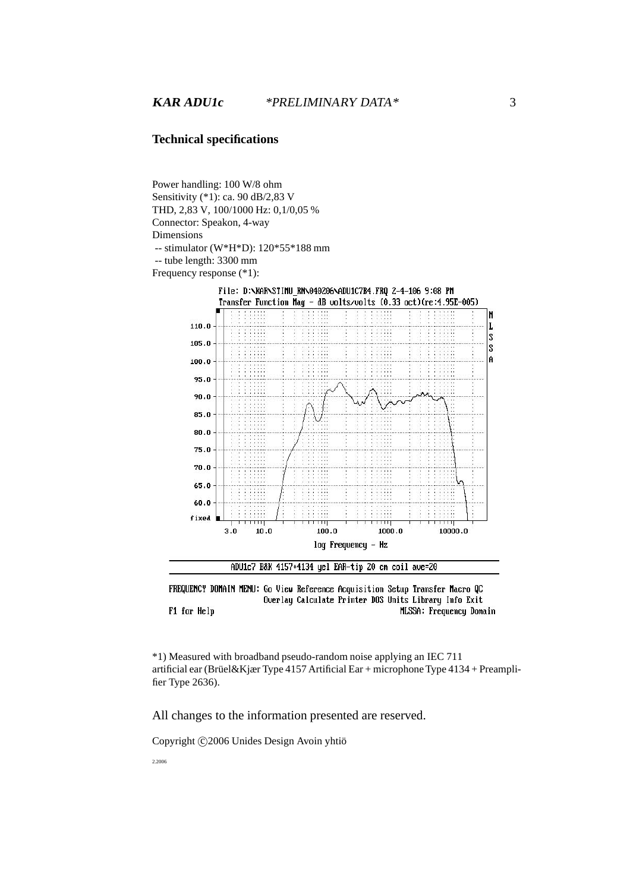## Technical specifications

Power handling: 100 W/8 ohm
Sensitivity (*1): ca. 90 dB/2,83 V
THD, 2,83 V, 100/1000 Hz: 0,1/0,05 %
Connector: Speakon, 4-way
Dimensions
-- stimulator (W*H*D): 120*55*188 mm
-- tube length: 3300 mm
Frequency response (*1):

File: D:\KAR\STIMU_RN\040206\ADU1C7B4.FRQ 2-4-106 9:08 PM
Transfer Function Mag - dB volts/volts (0.33 oct)(re:4.95E-005)

110.0
105.0
100.0
95.0
90.0
85.0
80.0
75.0
70.0
65.0
60.0
fixed

3.0 10.0 100.0 1000.0 10000.0

log Frequency - Hz

MLSSA

ADU1c7 B&K 4157+4134 yel EAR-tip 20 cm coil ave=20

FREQUENCY DOMAIN MENU: Go View Reference Acquisition Setup Transfer Macro QC
Overlay Calculate Printer DOS Units Library Info Exit
F1 for Help MLSSA: Frequency Domain

*1) Measured with broadband pseudo-random noise applying an IEC 711 artificial ear (Brüel&Kjær Type 4157 Artificial Ear + microphone Type 4134 + Preamplifier Type 2636).

All changes to the information presented are reserved.

Copyright ©2006 Unides Design Avoin yhtiö

2.2006